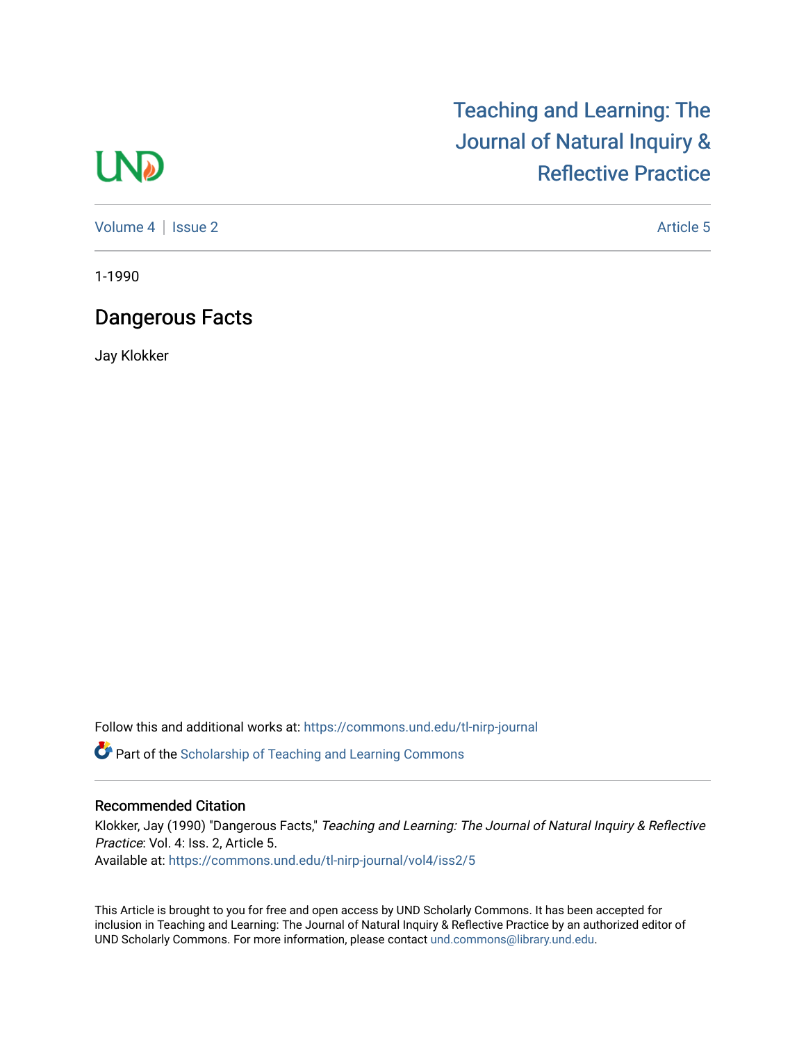# Teaching and Learning: The Journal of Natural Inquiry & Reflective Practice

Volume 4 | Issue 2 Article 5

1-1990

## Dangerous Facts

Jay Klokker

Follow this and additional works at: https://commons.und.edu/tl-nirp-journal

Part of the Scholarship of Teaching and Learning Commons

### Recommended Citation

Klokker, Jay (1990) "Dangerous Facts," *Teaching and Learning: The Journal of Natural Inquiry & Reflective Practice*: Vol. 4: Iss. 2, Article 5.
Available at: https://commons.und.edu/tl-nirp-journal/vol4/iss2/5

This Article is brought to you for free and open access by UND Scholarly Commons. It has been accepted for inclusion in Teaching and Learning: The Journal of Natural Inquiry & Reflective Practice by an authorized editor of UND Scholarly Commons. For more information, please contact und.commons@library.und.edu.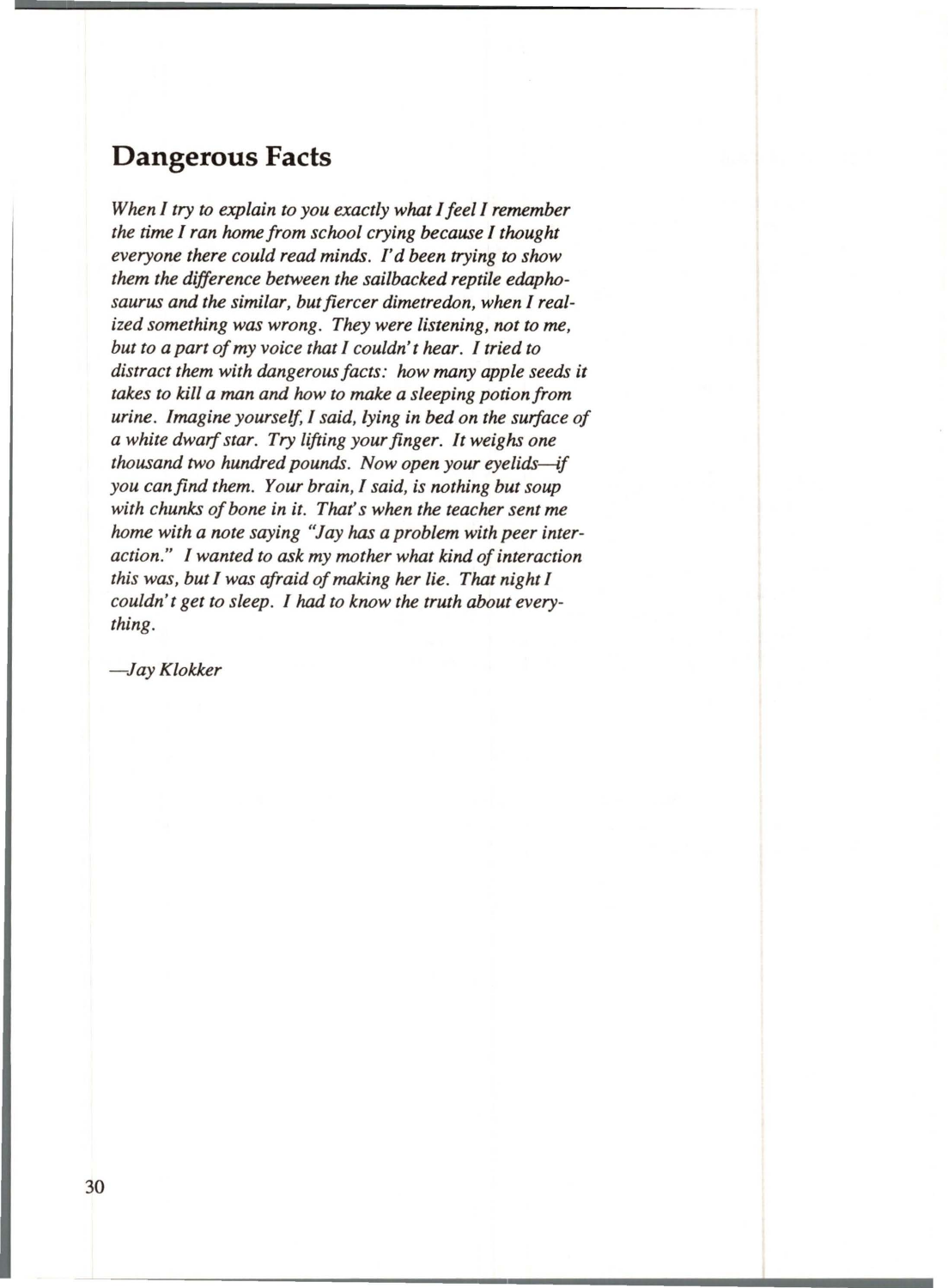## Dangerous Facts

*When I try to explain to you exactly what I feel I remember the time I ran home from school crying because I thought everyone there could read minds. I'd been trying to show them the difference between the sailbacked reptile edaphosaurus and the similar, but fiercer dimetredon, when I realized something was wrong. They were listening, not to me, but to a part of my voice that I couldn't hear. I tried to distract them with dangerous facts: how many apple seeds it takes to kill a man and how to make a sleeping potion from urine. Imagine yourself, I said, lying in bed on the surface of a white dwarf star. Try lifting your finger. It weighs one thousand two hundred pounds. Now open your eyelids—if you can find them. Your brain, I said, is nothing but soup with chunks of bone in it. That's when the teacher sent me home with a note saying "Jay has a problem with peer interaction." I wanted to ask my mother what kind of interaction this was, but I was afraid of making her lie. That night I couldn't get to sleep. I had to know the truth about everything.*

*—Jay Klokker*